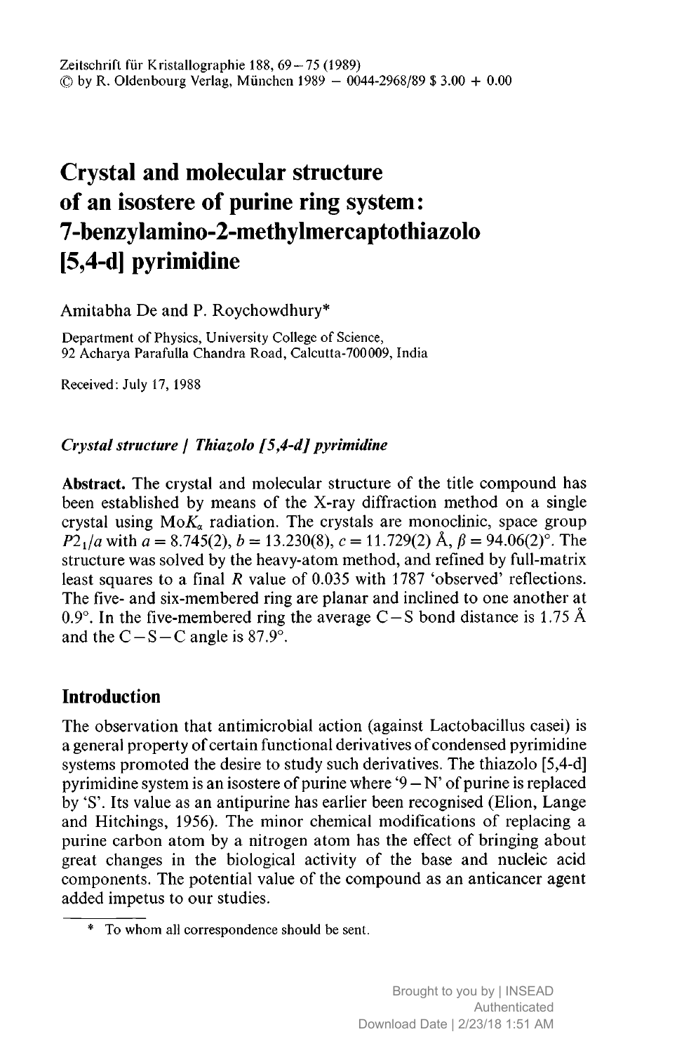# Crystal and molecular structure of an isostere of purine ring system: 7-benzylamino-2-methylmercaptothiazolo [5,4-d] pyrimidine

Amitabha De and P. Roychowdhury*

Department of Physics, University College of Science, 92 Acharya Parafulla Chandra Road, Calcutta-700009, India

Received: July 17, 1988

***Crystal structure / Thiazolo [5,4-d] pyrimidine***

**Abstract.** The crystal and molecular structure of the title compound has been established by means of the X-ray diffraction method on a single crystal using Mo$K_\alpha$ radiation. The crystals are monoclinic, space group $P2_1/a$ with $a = 8.745(2)$, $b = 13.230(8)$, $c = 11.729(2)$ Å, $\beta = 94.06(2)°$. The structure was solved by the heavy-atom method, and refined by full-matrix least squares to a final $R$ value of 0.035 with 1787 'observed' reflections. The five- and six-membered ring are planar and inclined to one another at 0.9°. In the five-membered ring the average C—S bond distance is 1.75 Å and the C—S—C angle is 87.9°.

## Introduction

The observation that antimicrobial action (against Lactobacillus casei) is a general property of certain functional derivatives of condensed pyrimidine systems promoted the desire to study such derivatives. The thiazolo [5,4-d] pyrimidine system is an isostere of purine where '9 — N' of purine is replaced by 'S'. Its value as an antipurine has earlier been recognised (Elion, Lange and Hitchings, 1956). The minor chemical modifications of replacing a purine carbon atom by a nitrogen atom has the effect of bringing about great changes in the biological activity of the base and nucleic acid components. The potential value of the compound as an anticancer agent added impetus to our studies.

* To whom all correspondence should be sent.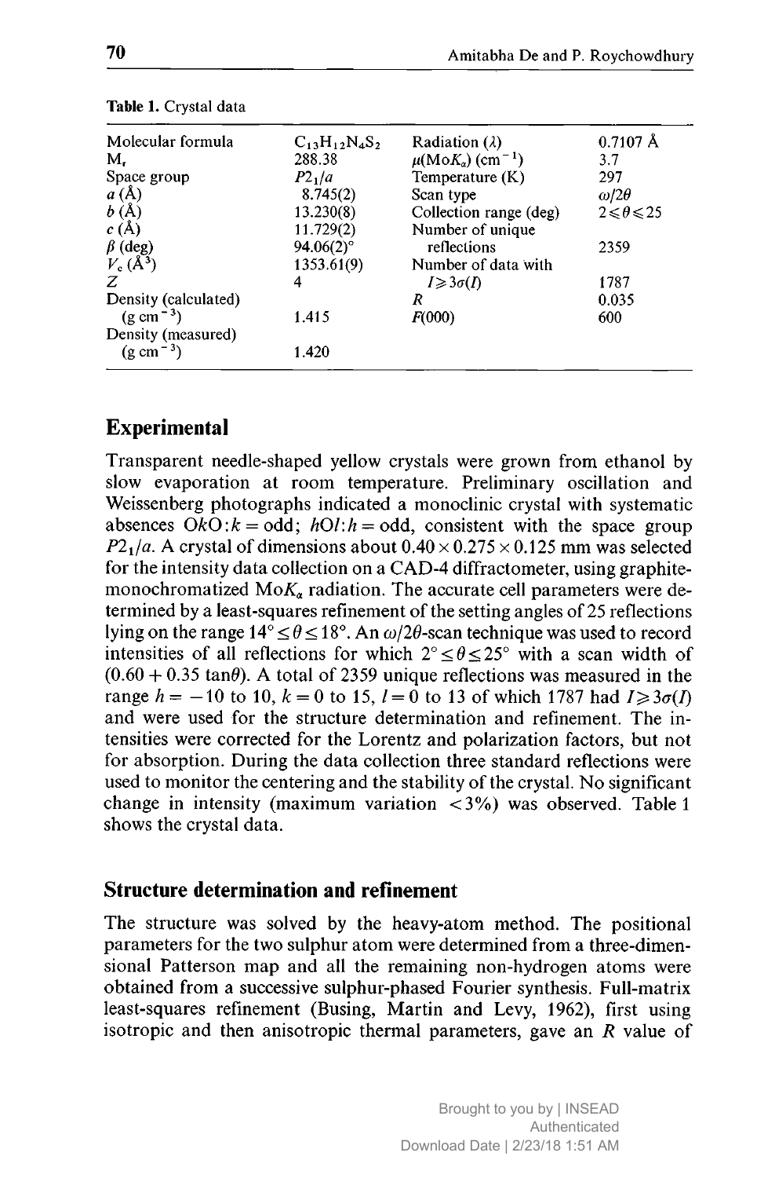**Table 1.** Crystal data

| | | | |
|---|---|---|---|
| Molecular formula | $C_{13}H_{12}N_4S_2$ | Radiation ($\lambda$) | 0.7107 Å |
| $M_r$ | 288.38 | $\mu(MoK_\alpha)$ ($cm^{-1}$) | 3.7 |
| Space group | $P2_1/a$ | Temperature (K) | 297 |
| $a$ (Å) | 8.745(2) | Scan type | $\omega/2\theta$ |
| $b$ (Å) | 13.230(8) | Collection range (deg) | $2 \leqslant \theta \leqslant 25$ |
| $c$ (Å) | 11.729(2) | Number of unique reflections | 2359 |
| $\beta$ (deg) | 94.06(2)° | | |
| $V_c$ ($Å^3$) | 1353.61(9) | Number of data with $I \geqslant 3\sigma(I)$ | 1787 |
| $Z$ | 4 | | |
| Density (calculated) ($g\,cm^{-3}$) | 1.415 | $R$ | 0.035 |
| | | $F(000)$ | 600 |
| Density (measured) ($g\,cm^{-3}$) | 1.420 | | |

## Experimental

Transparent needle-shaped yellow crystals were grown from ethanol by slow evaporation at room temperature. Preliminary oscillation and Weissenberg photographs indicated a monoclinic crystal with systematic absences $0k0{:}k = $ odd; $h0l{:}h = $ odd, consistent with the space group $P2_1/a$. A crystal of dimensions about $0.40 \times 0.275 \times 0.125$ mm was selected for the intensity data collection on a CAD-4 diffractometer, using graphite-monochromatized $MoK_\alpha$ radiation. The accurate cell parameters were determined by a least-squares refinement of the setting angles of 25 reflections lying on the range $14° \leq \theta \leq 18°$. An $\omega/2\theta$-scan technique was used to record intensities of all reflections for which $2° \leq \theta \leq 25°$ with a scan width of $(0.60 + 0.35 \tan\theta)$. A total of 2359 unique reflections was measured in the range $h = -10$ to 10, $k = 0$ to 15, $l = 0$ to 13 of which 1787 had $I \geqslant 3\sigma(I)$ and were used for the structure determination and refinement. The intensities were corrected for the Lorentz and polarization factors, but not for absorption. During the data collection three standard reflections were used to monitor the centering and the stability of the crystal. No significant change in intensity (maximum variation $< 3\%$) was observed. Table 1 shows the crystal data.

## Structure determination and refinement

The structure was solved by the heavy-atom method. The positional parameters for the two sulphur atom were determined from a three-dimensional Patterson map and all the remaining non-hydrogen atoms were obtained from a successive sulphur-phased Fourier synthesis. Full-matrix least-squares refinement (Busing, Martin and Levy, 1962), first using isotropic and then anisotropic thermal parameters, gave an $R$ value of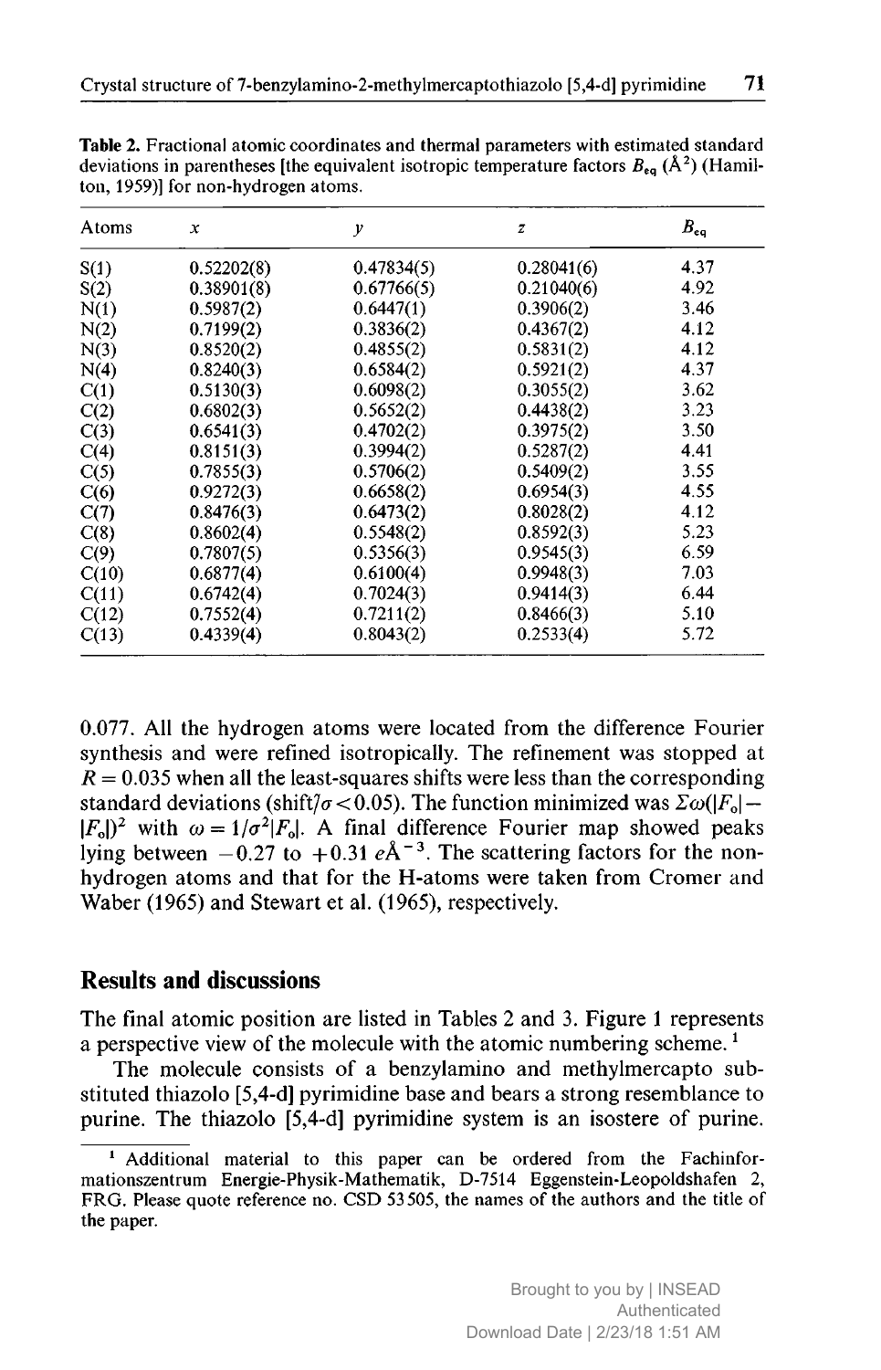**Table 2.** Fractional atomic coordinates and thermal parameters with estimated standard deviations in parentheses [the equivalent isotropic temperature factors $B_{eq}$ (Å$^2$) (Hamilton, 1959)] for non-hydrogen atoms.

| Atoms | $x$ | $y$ | $z$ | $B_{eq}$ |
|---|---|---|---|---|
| S(1) | 0.52202(8) | 0.47834(5) | 0.28041(6) | 4.37 |
| S(2) | 0.38901(8) | 0.67766(5) | 0.21040(6) | 4.92 |
| N(1) | 0.5987(2) | 0.6447(1) | 0.3906(2) | 3.46 |
| N(2) | 0.7199(2) | 0.3836(2) | 0.4367(2) | 4.12 |
| N(3) | 0.8520(2) | 0.4855(2) | 0.5831(2) | 4.12 |
| N(4) | 0.8240(3) | 0.6584(2) | 0.5921(2) | 4.37 |
| C(1) | 0.5130(3) | 0.6098(2) | 0.3055(2) | 3.62 |
| C(2) | 0.6802(3) | 0.5652(2) | 0.4438(2) | 3.23 |
| C(3) | 0.6541(3) | 0.4702(2) | 0.3975(2) | 3.50 |
| C(4) | 0.8151(3) | 0.3994(2) | 0.5287(2) | 4.41 |
| C(5) | 0.7855(3) | 0.5706(2) | 0.5409(2) | 3.55 |
| C(6) | 0.9272(3) | 0.6658(2) | 0.6954(3) | 4.55 |
| C(7) | 0.8476(3) | 0.6473(2) | 0.8028(2) | 4.12 |
| C(8) | 0.8602(4) | 0.5548(2) | 0.8592(3) | 5.23 |
| C(9) | 0.7807(5) | 0.5356(3) | 0.9545(3) | 6.59 |
| C(10) | 0.6877(4) | 0.6100(4) | 0.9948(3) | 7.03 |
| C(11) | 0.6742(4) | 0.7024(3) | 0.9414(3) | 6.44 |
| C(12) | 0.7552(4) | 0.7211(2) | 0.8466(3) | 5.10 |
| C(13) | 0.4339(4) | 0.8043(2) | 0.2533(4) | 5.72 |

0.077. All the hydrogen atoms were located from the difference Fourier synthesis and were refined isotropically. The refinement was stopped at $R = 0.035$ when all the least-squares shifts were less than the corresponding standard deviations (shift/$\sigma < 0.05$). The function minimized was $\Sigma\omega(|F_o| - |F_c|)^2$ with $\omega = 1/\sigma^2|F_o|$. A final difference Fourier map showed peaks lying between $-0.27$ to $+0.31$ $e$Å$^{-3}$. The scattering factors for the non-hydrogen atoms and that for the H-atoms were taken from Cromer and Waber (1965) and Stewart et al. (1965), respectively.

## Results and discussions

The final atomic position are listed in Tables 2 and 3. Figure 1 represents a perspective view of the molecule with the atomic numbering scheme.[1]

The molecule consists of a benzylamino and methylmercapto substituted thiazolo [5,4-d] pyrimidine base and bears a strong resemblance to purine. The thiazolo [5,4-d] pyrimidine system is an isostere of purine.

[1] Additional material to this paper can be ordered from the Fachinformationszentrum Energie-Physik-Mathematik, D-7514 Eggenstein-Leopoldshafen 2, FRG. Please quote reference no. CSD 53505, the names of the authors and the title of the paper.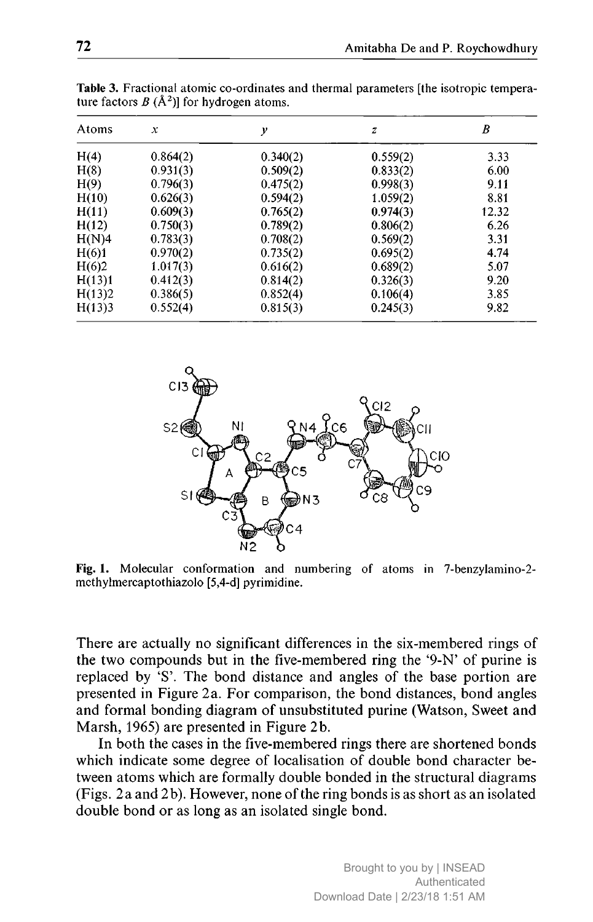**Table 3.** Fractional atomic co-ordinates and thermal parameters [the isotropic temperature factors $B$ (Å$^2$)] for hydrogen atoms.

| Atoms | $x$ | $y$ | $z$ | $B$ |
|---|---|---|---|---|
| H(4) | 0.864(2) | 0.340(2) | 0.559(2) | 3.33 |
| H(8) | 0.931(3) | 0.509(2) | 0.833(2) | 6.00 |
| H(9) | 0.796(3) | 0.475(2) | 0.998(3) | 9.11 |
| H(10) | 0.626(3) | 0.594(2) | 1.059(2) | 8.81 |
| H(11) | 0.609(3) | 0.765(2) | 0.974(3) | 12.32 |
| H(12) | 0.750(3) | 0.789(2) | 0.806(2) | 6.26 |
| H(N)4 | 0.783(3) | 0.708(2) | 0.569(2) | 3.31 |
| H(6)1 | 0.970(2) | 0.735(2) | 0.695(2) | 4.74 |
| H(6)2 | 1.017(3) | 0.616(2) | 0.689(2) | 5.07 |
| H(13)1 | 0.412(3) | 0.814(2) | 0.326(3) | 9.20 |
| H(13)2 | 0.386(5) | 0.852(4) | 0.106(4) | 3.85 |
| H(13)3 | 0.552(4) | 0.815(3) | 0.245(3) | 9.82 |

**Fig. 1.** Molecular conformation and numbering of atoms in 7-benzylamino-2-methylmercaptothiazolo [5,4-d] pyrimidine.

There are actually no significant differences in the six-membered rings of the two compounds but in the five-membered ring the '9-N' of purine is replaced by 'S'. The bond distance and angles of the base portion are presented in Figure 2a. For comparison, the bond distances, bond angles and formal bonding diagram of unsubstituted purine (Watson, Sweet and Marsh, 1965) are presented in Figure 2b.

In both the cases in the five-membered rings there are shortened bonds which indicate some degree of localisation of double bond character between atoms which are formally double bonded in the structural diagrams (Figs. 2a and 2b). However, none of the ring bonds is as short as an isolated double bond or as long as an isolated single bond.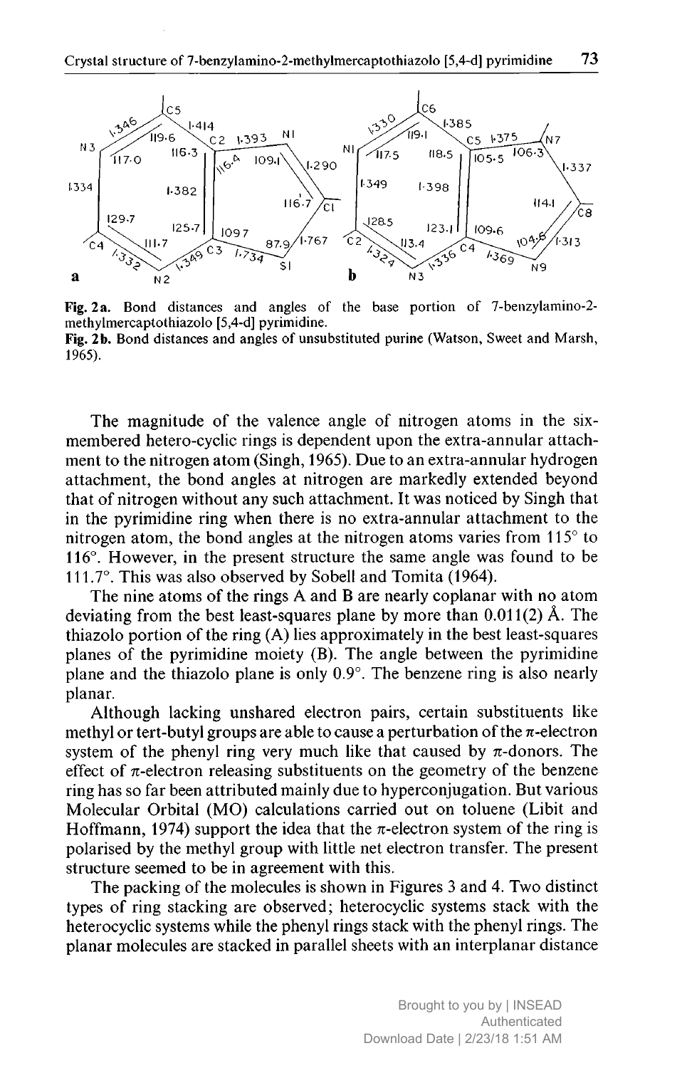Fig. 2a. Bond distances and angles of the base portion of 7-benzylamino-2-methylmercaptothiazolo [5,4-d] pyrimidine.

Fig. 2b. Bond distances and angles of unsubstituted purine (Watson, Sweet and Marsh, 1965).

The magnitude of the valence angle of nitrogen atoms in the six-membered hetero-cyclic rings is dependent upon the extra-annular attachment to the nitrogen atom (Singh, 1965). Due to an extra-annular hydrogen attachment, the bond angles at nitrogen are markedly extended beyond that of nitrogen without any such attachment. It was noticed by Singh that in the pyrimidine ring when there is no extra-annular attachment to the nitrogen atom, the bond angles at the nitrogen atoms varies from 115° to 116°. However, in the present structure the same angle was found to be 111.7°. This was also observed by Sobell and Tomita (1964).

The nine atoms of the rings A and B are nearly coplanar with no atom deviating from the best least-squares plane by more than 0.011(2) Å. The thiazolo portion of the ring (A) lies approximately in the best least-squares planes of the pyrimidine moiety (B). The angle between the pyrimidine plane and the thiazolo plane is only 0.9°. The benzene ring is also nearly planar.

Although lacking unshared electron pairs, certain substituents like methyl or tert-butyl groups are able to cause a perturbation of the $\pi$-electron system of the phenyl ring very much like that caused by $\pi$-donors. The effect of $\pi$-electron releasing substituents on the geometry of the benzene ring has so far been attributed mainly due to hyperconjugation. But various Molecular Orbital (MO) calculations carried out on toluene (Libit and Hoffmann, 1974) support the idea that the $\pi$-electron system of the ring is polarised by the methyl group with little net electron transfer. The present structure seemed to be in agreement with this.

The packing of the molecules is shown in Figures 3 and 4. Two distinct types of ring stacking are observed; heterocyclic systems stack with the heterocyclic systems while the phenyl rings stack with the phenyl rings. The planar molecules are stacked in parallel sheets with an interplanar distance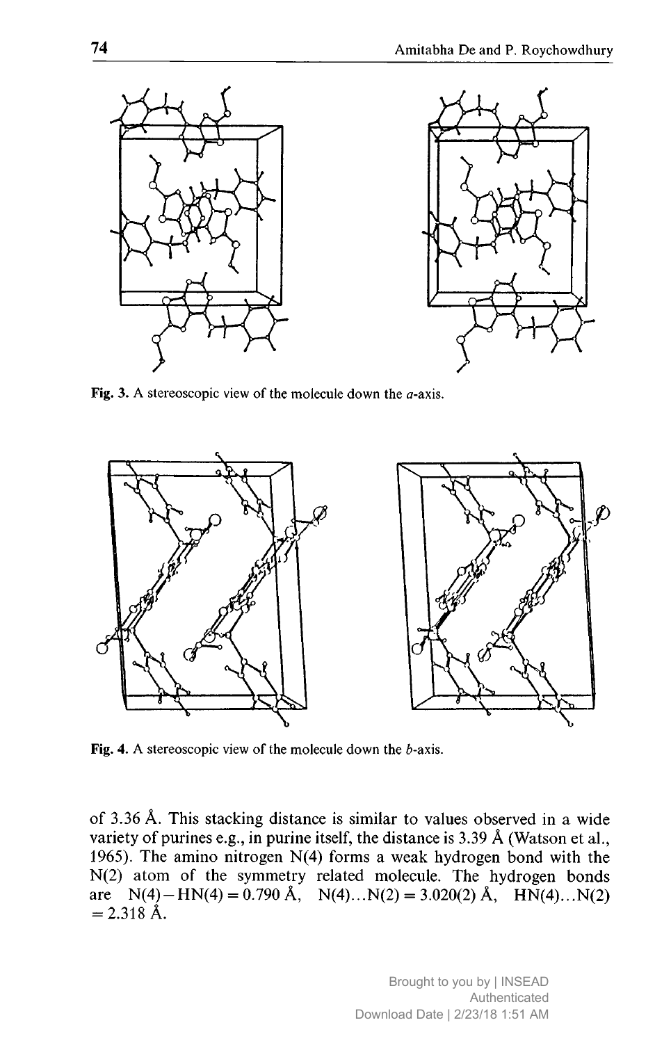Fig. 3. A stereoscopic view of the molecule down the *a*-axis.

Fig. 4. A stereoscopic view of the molecule down the *b*-axis.

of 3.36 Å. This stacking distance is similar to values observed in a wide variety of purines e.g., in purine itself, the distance is 3.39 Å (Watson et al., 1965). The amino nitrogen N(4) forms a weak hydrogen bond with the N(2) atom of the symmetry related molecule. The hydrogen bonds are N(4)−HN(4) = 0.790 Å, N(4)...N(2) = 3.020(2) Å, HN(4)...N(2) = 2.318 Å.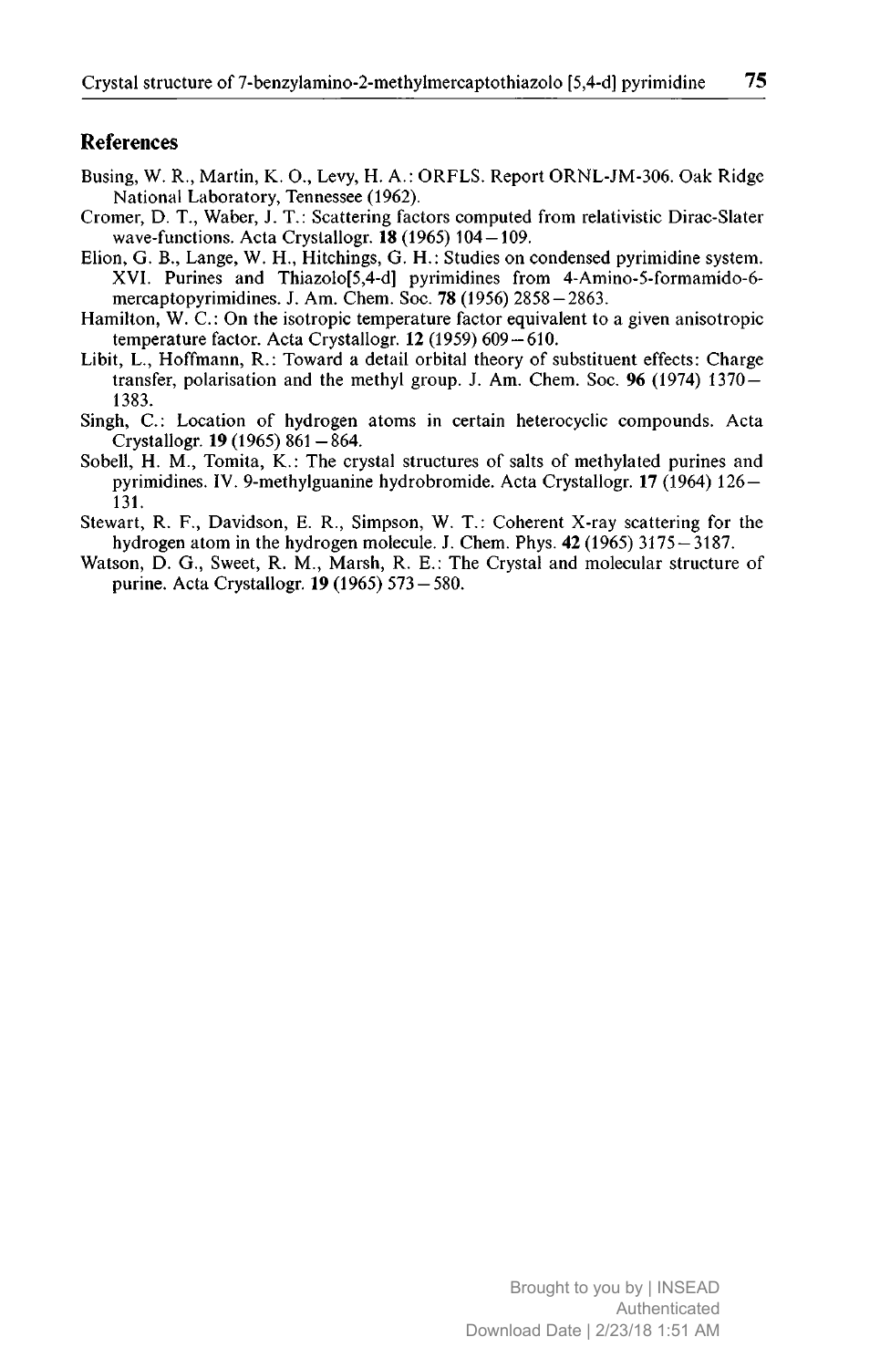## References

Busing, W. R., Martin, K. O., Levy, H. A.: ORFLS. Report ORNL-JM-306. Oak Ridge National Laboratory, Tennessee (1962).

Cromer, D. T., Waber, J. T.: Scattering factors computed from relativistic Dirac-Slater wave-functions. Acta Crystallogr. **18** (1965) 104–109.

Elion, G. B., Lange, W. H., Hitchings, G. H.: Studies on condensed pyrimidine system. XVI. Purines and Thiazolo[5,4-d] pyrimidines from 4-Amino-5-formamido-6-mercaptopyrimidines. J. Am. Chem. Soc. **78** (1956) 2858–2863.

Hamilton, W. C.: On the isotropic temperature factor equivalent to a given anisotropic temperature factor. Acta Crystallogr. **12** (1959) 609–610.

Libit, L., Hoffmann, R.: Toward a detail orbital theory of substituent effects: Charge transfer, polarisation and the methyl group. J. Am. Chem. Soc. **96** (1974) 1370–1383.

Singh, C.: Location of hydrogen atoms in certain heterocyclic compounds. Acta Crystallogr. **19** (1965) 861–864.

Sobell, H. M., Tomita, K.: The crystal structures of salts of methylated purines and pyrimidines. IV. 9-methylguanine hydrobromide. Acta Crystallogr. **17** (1964) 126–131.

Stewart, R. F., Davidson, E. R., Simpson, W. T.: Coherent X-ray scattering for the hydrogen atom in the hydrogen molecule. J. Chem. Phys. **42** (1965) 3175–3187.

Watson, D. G., Sweet, R. M., Marsh, R. E.: The Crystal and molecular structure of purine. Acta Crystallogr. **19** (1965) 573–580.